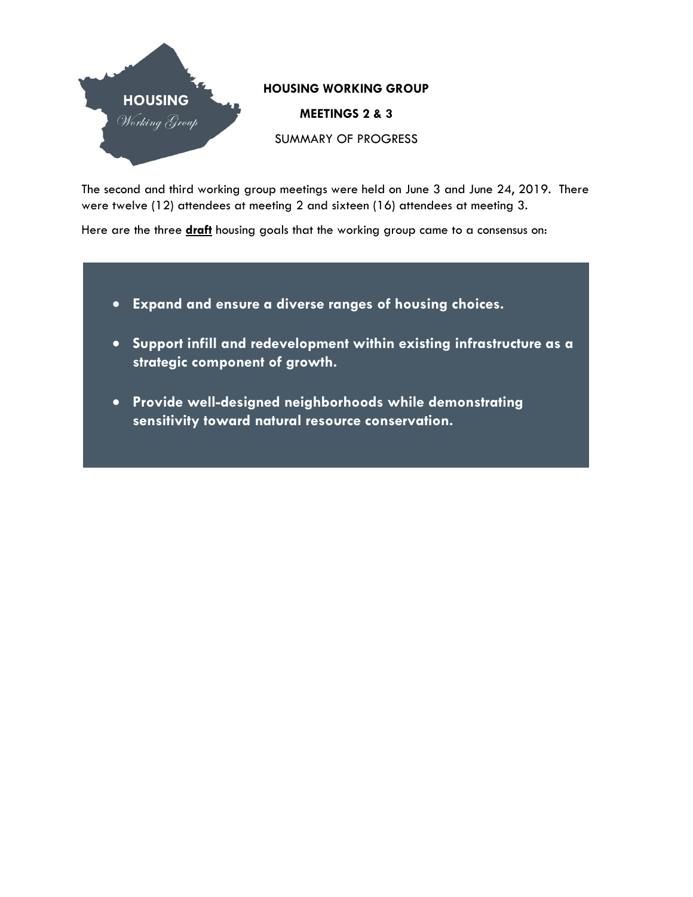**HOUSING**
*Working Group*

# HOUSING WORKING GROUP

## MEETINGS 2 & 3

SUMMARY OF PROGRESS

The second and third working group meetings were held on June 3 and June 24, 2019. There were twelve (12) attendees at meeting 2 and sixteen (16) attendees at meeting 3.

Here are the three **draft** housing goals that the working group came to a consensus on:

- **Expand and ensure a diverse ranges of housing choices.**
- **Support infill and redevelopment within existing infrastructure as a strategic component of growth.**
- **Provide well-designed neighborhoods while demonstrating sensitivity toward natural resource conservation.**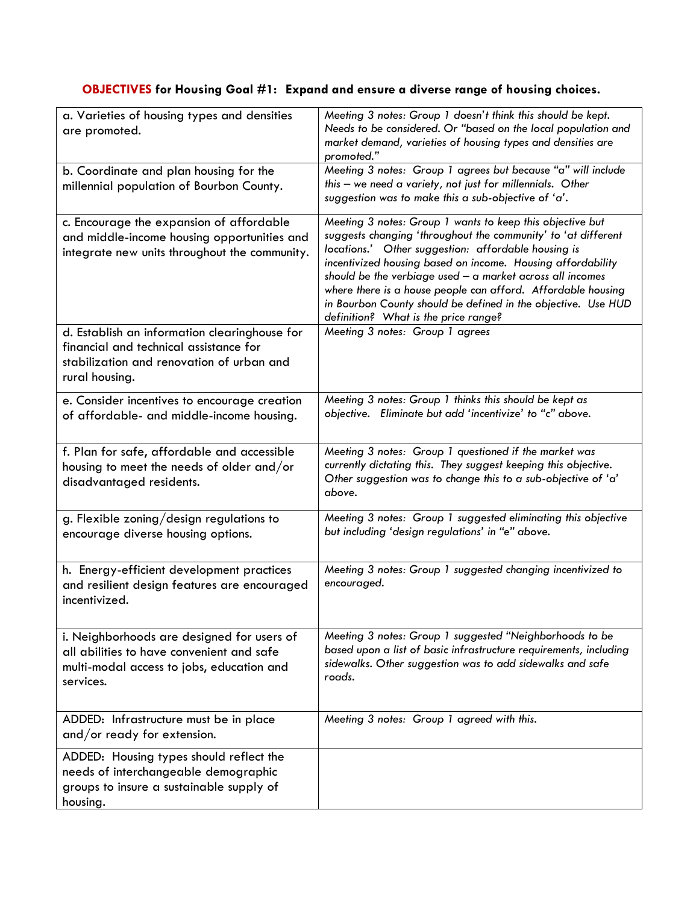## **OBJECTIVES** for Housing Goal #1: Expand and ensure a diverse range of housing choices.

| | |
|---|---|
| a. Varieties of housing types and densities are promoted. | *Meeting 3 notes: Group 1 doesn't think this should be kept. Needs to be considered. Or "based on the local population and market demand, varieties of housing types and densities are promoted."* |
| b. Coordinate and plan housing for the millennial population of Bourbon County. | *Meeting 3 notes: Group 1 agrees but because "a" will include this – we need a variety, not just for millennials. Other suggestion was to make this a sub-objective of 'a'.* |
| c. Encourage the expansion of affordable and middle-income housing opportunities and integrate new units throughout the community. | *Meeting 3 notes: Group 1 wants to keep this objective but suggests changing 'throughout the community' to 'at different locations.' Other suggestion: affordable housing is incentivized housing based on income. Housing affordability should be the verbiage used – a market across all incomes where there is a house people can afford. Affordable housing in Bourbon County should be defined in the objective. Use HUD definition? What is the price range?* |
| d. Establish an information clearinghouse for financial and technical assistance for stabilization and renovation of urban and rural housing. | *Meeting 3 notes: Group 1 agrees* |
| e. Consider incentives to encourage creation of affordable- and middle-income housing. | *Meeting 3 notes: Group 1 thinks this should be kept as objective. Eliminate but add 'incentivize' to "c" above.* |
| f. Plan for safe, affordable and accessible housing to meet the needs of older and/or disadvantaged residents. | *Meeting 3 notes: Group 1 questioned if the market was currently dictating this. They suggest keeping this objective. Other suggestion was to change this to a sub-objective of 'a' above.* |
| g. Flexible zoning/design regulations to encourage diverse housing options. | *Meeting 3 notes: Group 1 suggested eliminating this objective but including 'design regulations' in "e" above.* |
| h. Energy-efficient development practices and resilient design features are encouraged incentivized. | *Meeting 3 notes: Group 1 suggested changing incentivized to encouraged.* |
| i. Neighborhoods are designed for users of all abilities to have convenient and safe multi-modal access to jobs, education and services. | *Meeting 3 notes: Group 1 suggested "Neighborhoods to be based upon a list of basic infrastructure requirements, including sidewalks. Other suggestion was to add sidewalks and safe roads.* |
| ADDED: Infrastructure must be in place and/or ready for extension. | *Meeting 3 notes: Group 1 agreed with this.* |
| ADDED: Housing types should reflect the needs of interchangeable demographic groups to insure a sustainable supply of housing. | |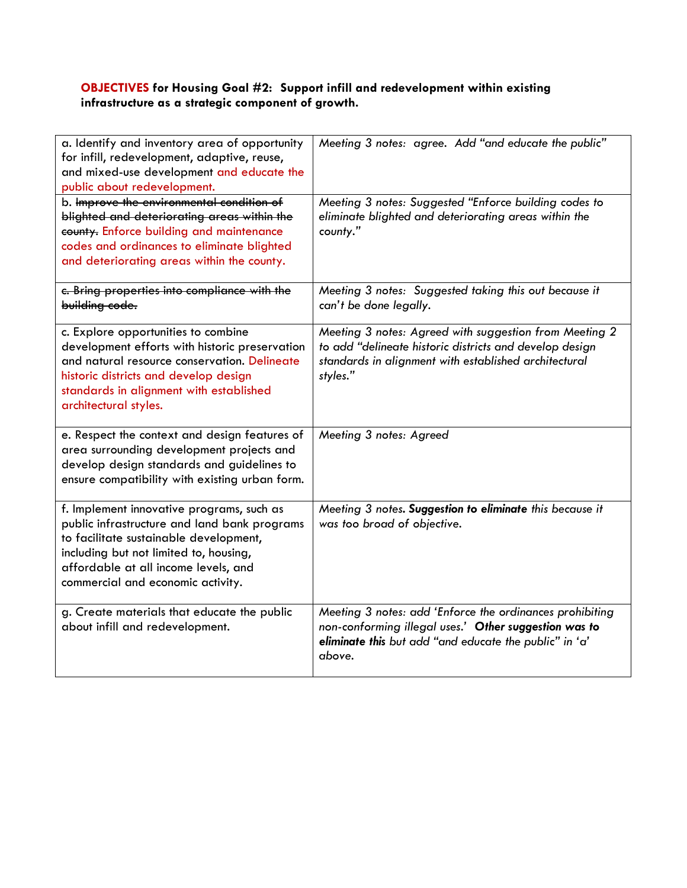**OBJECTIVES for Housing Goal #2: Support infill and redevelopment within existing infrastructure as a strategic component of growth.**

| | |
|---|---|
| a. Identify and inventory area of opportunity for infill, redevelopment, adaptive, reuse, and mixed-use development and educate the public about redevelopment. | *Meeting 3 notes: agree. Add "and educate the public"* |
| b. ~~Improve the environmental condition of blighted and deteriorating areas within the county.~~ Enforce building and maintenance codes and ordinances to eliminate blighted and deteriorating areas within the county. | *Meeting 3 notes: Suggested "Enforce building codes to eliminate blighted and deteriorating areas within the county."* |
| ~~c. Bring properties into compliance with the building code.~~ | *Meeting 3 notes: Suggested taking this out because it can't be done legally.* |
| c. Explore opportunities to combine development efforts with historic preservation and natural resource conservation. Delineate historic districts and develop design standards in alignment with established architectural styles. | *Meeting 3 notes: Agreed with suggestion from Meeting 2 to add "delineate historic districts and develop design standards in alignment with established architectural styles."* |
| e. Respect the context and design features of area surrounding development projects and develop design standards and guidelines to ensure compatibility with existing urban form. | *Meeting 3 notes: Agreed* |
| f. Implement innovative programs, such as public infrastructure and land bank programs to facilitate sustainable development, including but not limited to, housing, affordable at all income levels, and commercial and economic activity. | *Meeting 3 notes.* ***Suggestion to eliminate*** *this because it was too broad of objective.* |
| g. Create materials that educate the public about infill and redevelopment. | *Meeting 3 notes: add 'Enforce the ordinances prohibiting non-conforming illegal uses.'* ***Other suggestion was to eliminate this*** *but add "and educate the public" in 'a' above.* |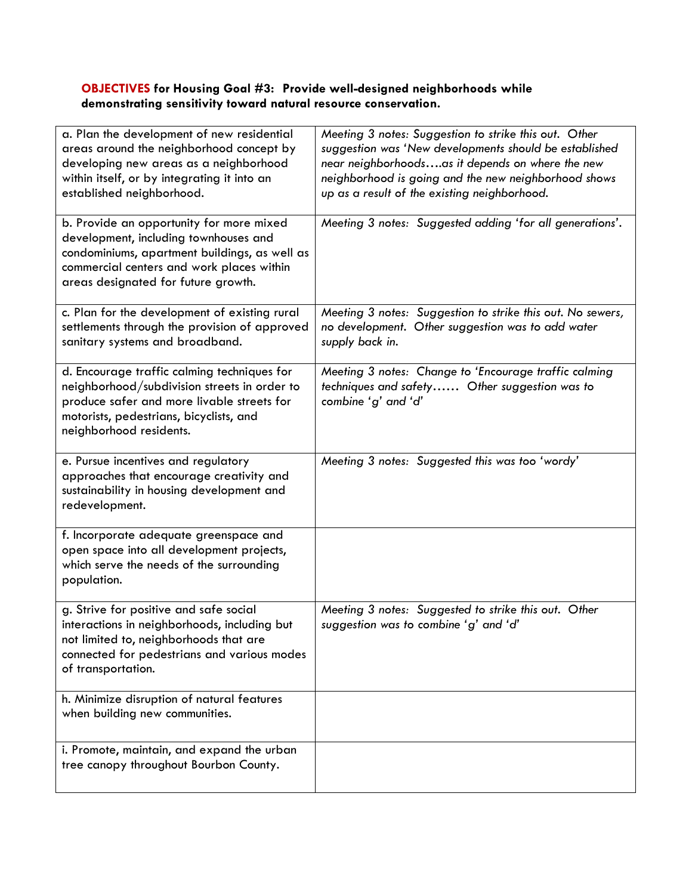**OBJECTIVES for Housing Goal #3: Provide well-designed neighborhoods while demonstrating sensitivity toward natural resource conservation.**

| | |
|---|---|
| a. Plan the development of new residential areas around the neighborhood concept by developing new areas as a neighborhood within itself, or by integrating it into an established neighborhood. | *Meeting 3 notes: Suggestion to strike this out. Other suggestion was 'New developments should be established near neighborhoods….as it depends on where the new neighborhood is going and the new neighborhood shows up as a result of the existing neighborhood.* |
| b. Provide an opportunity for more mixed development, including townhouses and condominiums, apartment buildings, as well as commercial centers and work places within areas designated for future growth. | *Meeting 3 notes: Suggested adding 'for all generations'.* |
| c. Plan for the development of existing rural settlements through the provision of approved sanitary systems and broadband. | *Meeting 3 notes: Suggestion to strike this out. No sewers, no development. Other suggestion was to add water supply back in.* |
| d. Encourage traffic calming techniques for neighborhood/subdivision streets in order to produce safer and more livable streets for motorists, pedestrians, bicyclists, and neighborhood residents. | *Meeting 3 notes: Change to 'Encourage traffic calming techniques and safety…… Other suggestion was to combine 'g' and 'd'* |
| e. Pursue incentives and regulatory approaches that encourage creativity and sustainability in housing development and redevelopment. | *Meeting 3 notes: Suggested this was too 'wordy'* |
| f. Incorporate adequate greenspace and open space into all development projects, which serve the needs of the surrounding population. | |
| g. Strive for positive and safe social interactions in neighborhoods, including but not limited to, neighborhoods that are connected for pedestrians and various modes of transportation. | *Meeting 3 notes: Suggested to strike this out. Other suggestion was to combine 'g' and 'd'* |
| h. Minimize disruption of natural features when building new communities. | |
| i. Promote, maintain, and expand the urban tree canopy throughout Bourbon County. | |